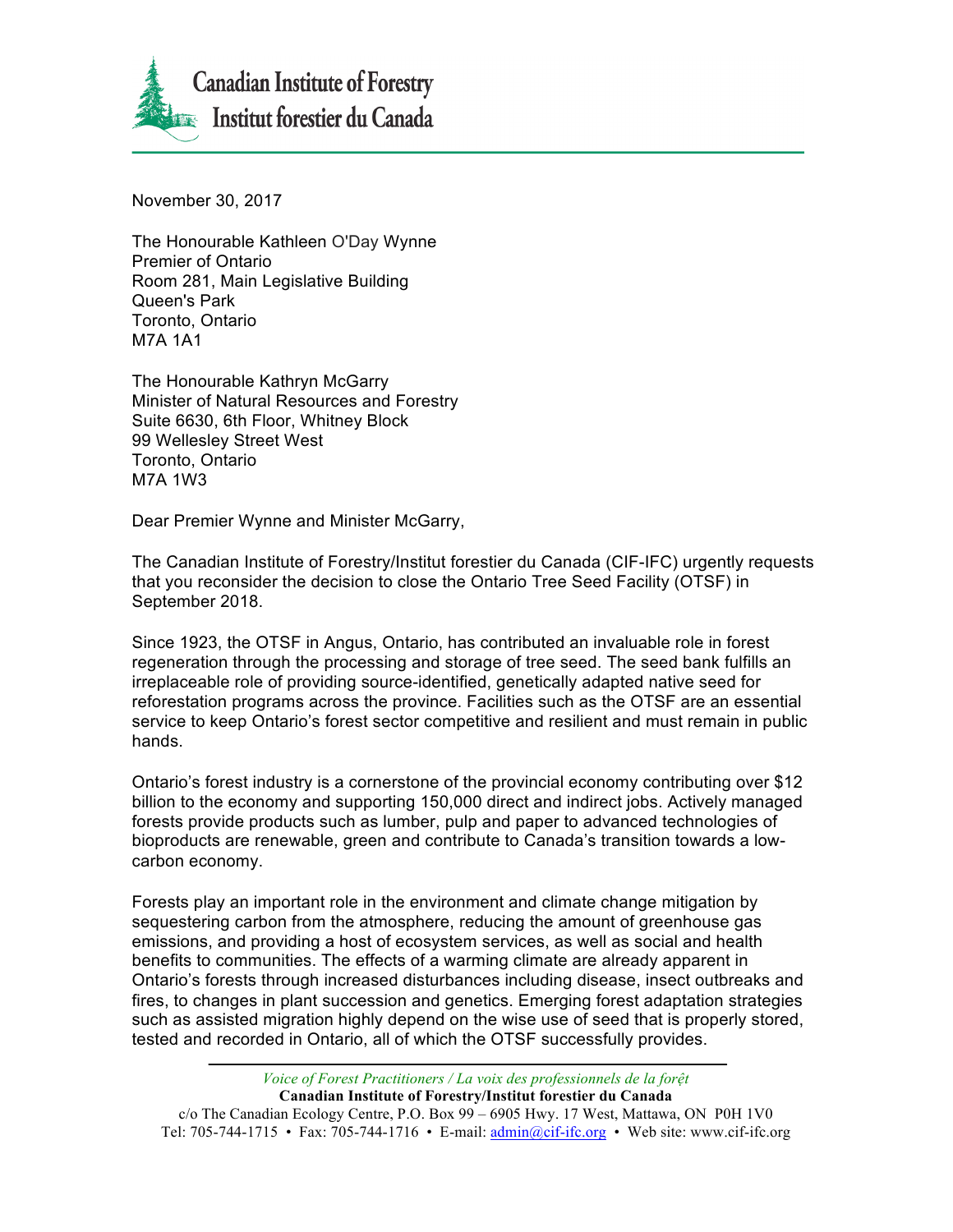**Canadian Institute of Forestry**
**Institut forestier du Canada**

November 30, 2017

The Honourable Kathleen O'Day Wynne
Premier of Ontario
Room 281, Main Legislative Building
Queen's Park
Toronto, Ontario
M7A 1A1

The Honourable Kathryn McGarry
Minister of Natural Resources and Forestry
Suite 6630, 6th Floor, Whitney Block
99 Wellesley Street West
Toronto, Ontario
M7A 1W3

Dear Premier Wynne and Minister McGarry,

The Canadian Institute of Forestry/Institut forestier du Canada (CIF-IFC) urgently requests that you reconsider the decision to close the Ontario Tree Seed Facility (OTSF) in September 2018.

Since 1923, the OTSF in Angus, Ontario, has contributed an invaluable role in forest regeneration through the processing and storage of tree seed. The seed bank fulfills an irreplaceable role of providing source-identified, genetically adapted native seed for reforestation programs across the province. Facilities such as the OTSF are an essential service to keep Ontario's forest sector competitive and resilient and must remain in public hands.

Ontario's forest industry is a cornerstone of the provincial economy contributing over $12 billion to the economy and supporting 150,000 direct and indirect jobs. Actively managed forests provide products such as lumber, pulp and paper to advanced technologies of bioproducts are renewable, green and contribute to Canada's transition towards a low-carbon economy.

Forests play an important role in the environment and climate change mitigation by sequestering carbon from the atmosphere, reducing the amount of greenhouse gas emissions, and providing a host of ecosystem services, as well as social and health benefits to communities. The effects of a warming climate are already apparent in Ontario's forests through increased disturbances including disease, insect outbreaks and fires, to changes in plant succession and genetics. Emerging forest adaptation strategies such as assisted migration highly depend on the wise use of seed that is properly stored, tested and recorded in Ontario, all of which the OTSF successfully provides.

*Voice of Forest Practitioners / La voix des professionnels de la forêt*
**Canadian Institute of Forestry/Institut forestier du Canada**
c/o The Canadian Ecology Centre, P.O. Box 99 – 6905 Hwy. 17 West, Mattawa, ON P0H 1V0
Tel: 705-744-1715 • Fax: 705-744-1716 • E-mail: admin@cif-ifc.org • Web site: www.cif-ifc.org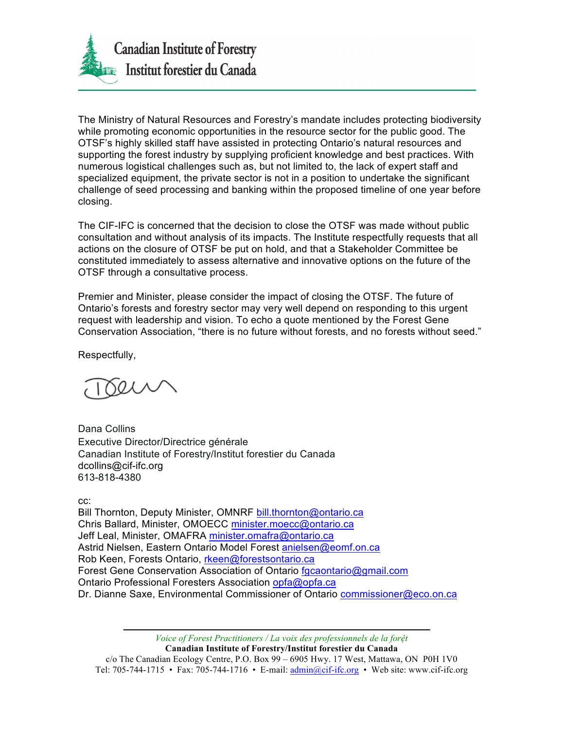**Canadian Institute of Forestry**
**Institut forestier du Canada**

The Ministry of Natural Resources and Forestry's mandate includes protecting biodiversity while promoting economic opportunities in the resource sector for the public good. The OTSF's highly skilled staff have assisted in protecting Ontario's natural resources and supporting the forest industry by supplying proficient knowledge and best practices. With numerous logistical challenges such as, but not limited to, the lack of expert staff and specialized equipment, the private sector is not in a position to undertake the significant challenge of seed processing and banking within the proposed timeline of one year before closing.

The CIF-IFC is concerned that the decision to close the OTSF was made without public consultation and without analysis of its impacts. The Institute respectfully requests that all actions on the closure of OTSF be put on hold, and that a Stakeholder Committee be constituted immediately to assess alternative and innovative options on the future of the OTSF through a consultative process.

Premier and Minister, please consider the impact of closing the OTSF. The future of Ontario's forests and forestry sector may very well depend on responding to this urgent request with leadership and vision. To echo a quote mentioned by the Forest Gene Conservation Association, "there is no future without forests, and no forests without seed."

Respectfully,

Dana Collins
Executive Director/Directrice générale
Canadian Institute of Forestry/Institut forestier du Canada
dcollins@cif-ifc.org
613-818-4380

cc:
Bill Thornton, Deputy Minister, OMNRF bill.thornton@ontario.ca
Chris Ballard, Minister, OMOECC minister.moecc@ontario.ca
Jeff Leal, Minister, OMAFRA minister.omafra@ontario.ca
Astrid Nielsen, Eastern Ontario Model Forest anielsen@eomf.on.ca
Rob Keen, Forests Ontario, rkeen@forestsontario.ca
Forest Gene Conservation Association of Ontario fgcaontario@gmail.com
Ontario Professional Foresters Association opfa@opfa.ca
Dr. Dianne Saxe, Environmental Commissioner of Ontario commissioner@eco.on.ca

*Voice of Forest Practitioners / La voix des professionnels de la forêt*
**Canadian Institute of Forestry/Institut forestier du Canada**
c/o The Canadian Ecology Centre, P.O. Box 99 – 6905 Hwy. 17 West, Mattawa, ON P0H 1V0
Tel: 705-744-1715 • Fax: 705-744-1716 • E-mail: admin@cif-ifc.org • Web site: www.cif-ifc.org